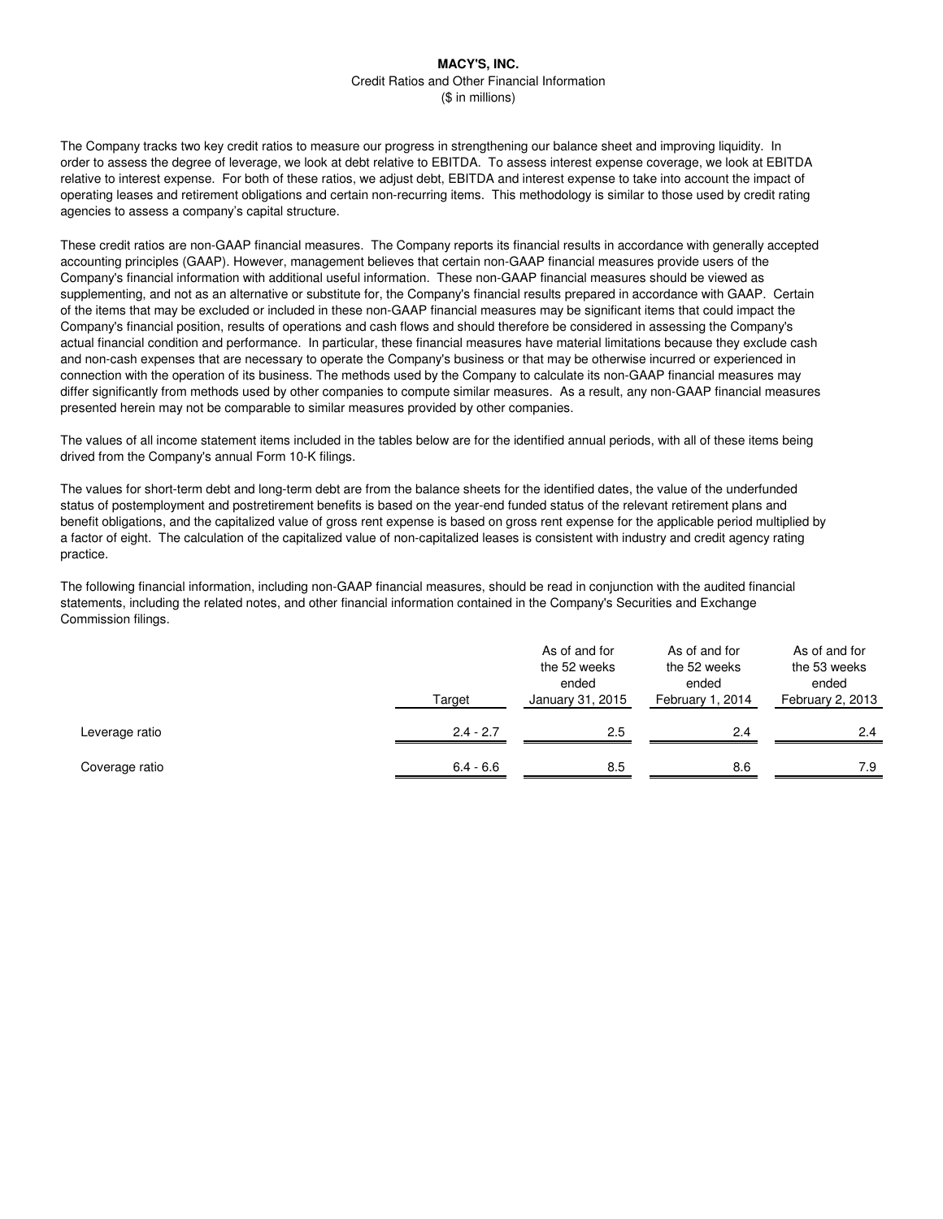# MACY'S, INC.

Credit Ratios and Other Financial Information

($ in millions)

The Company tracks two key credit ratios to measure our progress in strengthening our balance sheet and improving liquidity. In order to assess the degree of leverage, we look at debt relative to EBITDA. To assess interest expense coverage, we look at EBITDA relative to interest expense. For both of these ratios, we adjust debt, EBITDA and interest expense to take into account the impact of operating leases and retirement obligations and certain non-recurring items. This methodology is similar to those used by credit rating agencies to assess a company's capital structure.

These credit ratios are non-GAAP financial measures. The Company reports its financial results in accordance with generally accepted accounting principles (GAAP). However, management believes that certain non-GAAP financial measures provide users of the Company's financial information with additional useful information. These non-GAAP financial measures should be viewed as supplementing, and not as an alternative or substitute for, the Company's financial results prepared in accordance with GAAP. Certain of the items that may be excluded or included in these non-GAAP financial measures may be significant items that could impact the Company's financial position, results of operations and cash flows and should therefore be considered in assessing the Company's actual financial condition and performance. In particular, these financial measures have material limitations because they exclude cash and non-cash expenses that are necessary to operate the Company's business or that may be otherwise incurred or experienced in connection with the operation of its business. The methods used by the Company to calculate its non-GAAP financial measures may differ significantly from methods used by other companies to compute similar measures. As a result, any non-GAAP financial measures presented herein may not be comparable to similar measures provided by other companies.

The values of all income statement items included in the tables below are for the identified annual periods, with all of these items being drived from the Company's annual Form 10-K filings.

The values for short-term debt and long-term debt are from the balance sheets for the identified dates, the value of the underfunded status of postemployment and postretirement benefits is based on the year-end funded status of the relevant retirement plans and benefit obligations, and the capitalized value of gross rent expense is based on gross rent expense for the applicable period multiplied by a factor of eight. The calculation of the capitalized value of non-capitalized leases is consistent with industry and credit agency rating practice.

The following financial information, including non-GAAP financial measures, should be read in conjunction with the audited financial statements, including the related notes, and other financial information contained in the Company's Securities and Exchange Commission filings.

| | Target | As of and for the 52 weeks ended January 31, 2015 | As of and for the 52 weeks ended February 1, 2014 | As of and for the 53 weeks ended February 2, 2013 |
|---|---|---|---|---|
| Leverage ratio | 2.4 - 2.7 | 2.5 | 2.4 | 2.4 |
| Coverage ratio | 6.4 - 6.6 | 8.5 | 8.6 | 7.9 |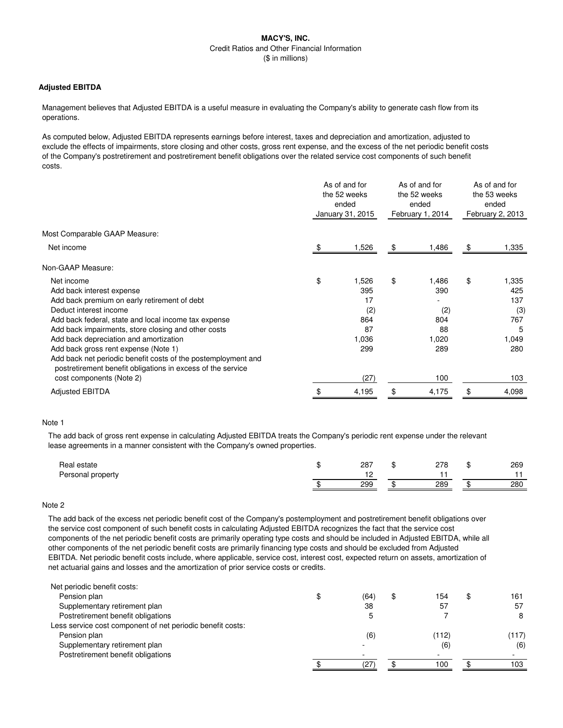**MACY'S, INC.**

Credit Ratios and Other Financial Information

($ in millions)

### Adjusted EBITDA

Management believes that Adjusted EBITDA is a useful measure in evaluating the Company's ability to generate cash flow from its operations.

As computed below, Adjusted EBITDA represents earnings before interest, taxes and depreciation and amortization, adjusted to exclude the effects of impairments, store closing and other costs, gross rent expense, and the excess of the net periodic benefit costs of the Company's postretirement and postretirement benefit obligations over the related service cost components of such benefit costs.

| | As of and for the 52 weeks ended January 31, 2015 | As of and for the 52 weeks ended February 1, 2014 | As of and for the 53 weeks ended February 2, 2013 |
|---|---|---|---|
| Most Comparable GAAP Measure: | | | |
| Net income | $ 1,526 | $ 1,486 | $ 1,335 |
| Non-GAAP Measure: | | | |
| Net income | $ 1,526 | $ 1,486 | $ 1,335 |
| Add back interest expense | 395 | 390 | 425 |
| Add back premium on early retirement of debt | 17 | - | 137 |
| Deduct interest income | (2) | (2) | (3) |
| Add back federal, state and local income tax expense | 864 | 804 | 767 |
| Add back impairments, store closing and other costs | 87 | 88 | 5 |
| Add back depreciation and amortization | 1,036 | 1,020 | 1,049 |
| Add back gross rent expense (Note 1) | 299 | 289 | 280 |
| Add back net periodic benefit costs of the postemployment and postretirement benefit obligations in excess of the service cost components (Note 2) | (27) | 100 | 103 |
| Adjusted EBITDA | $ 4,195 | $ 4,175 | $ 4,098 |

Note 1

The add back of gross rent expense in calculating Adjusted EBITDA treats the Company's periodic rent expense under the relevant lease agreements in a manner consistent with the Company's owned properties.

| | January 31, 2015 | February 1, 2014 | February 2, 2013 |
|---|---|---|---|
| Real estate | $ 287 | $ 278 | $ 269 |
| Personal property | 12 | 11 | 11 |
| | $ 299 | $ 289 | $ 280 |

Note 2

The add back of the excess net periodic benefit cost of the Company's postemployment and postretirement benefit obligations over the service cost component of such benefit costs in calculating Adjusted EBITDA recognizes the fact that the service cost components of the net periodic benefit costs are primarily operating type costs and should be included in Adjusted EBITDA, while all other components of the net periodic benefit costs are primarily financing type costs and should be excluded from Adjusted EBITDA. Net periodic benefit costs include, where applicable, service cost, interest cost, expected return on assets, amortization of net actuarial gains and losses and the amortization of prior service costs or credits.

| | January 31, 2015 | February 1, 2014 | February 2, 2013 |
|---|---|---|---|
| Net periodic benefit costs: | | | |
| Pension plan | $ (64) | $ 154 | $ 161 |
| Supplementary retirement plan | 38 | 57 | 57 |
| Postretirement benefit obligations | 5 | 7 | 8 |
| Less service cost component of net periodic benefit costs: | | | |
| Pension plan | (6) | (112) | (117) |
| Supplementary retirement plan | - | (6) | (6) |
| Postretirement benefit obligations | - | - | - |
| | $ (27) | $ 100 | $ 103 |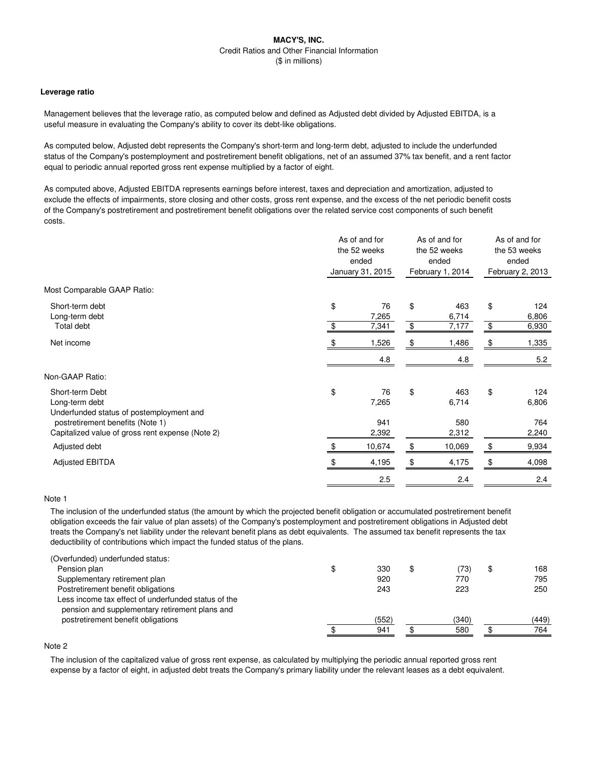**MACY'S, INC.**

Credit Ratios and Other Financial Information

($ in millions)

**Leverage ratio**

Management believes that the leverage ratio, as computed below and defined as Adjusted debt divided by Adjusted EBITDA, is a useful measure in evaluating the Company's ability to cover its debt-like obligations.

As computed below, Adjusted debt represents the Company's short-term and long-term debt, adjusted to include the underfunded status of the Company's postemployment and postretirement benefit obligations, net of an assumed 37% tax benefit, and a rent factor equal to periodic annual reported gross rent expense multiplied by a factor of eight.

As computed above, Adjusted EBITDA represents earnings before interest, taxes and depreciation and amortization, adjusted to exclude the effects of impairments, store closing and other costs, gross rent expense, and the excess of the net periodic benefit costs of the Company's postretirement and postretirement benefit obligations over the related service cost components of such benefit costs.

| | As of and for the 52 weeks ended January 31, 2015 | As of and for the 52 weeks ended February 1, 2014 | As of and for the 53 weeks ended February 2, 2013 |
|---|---|---|---|
| Most Comparable GAAP Ratio: | | | |
| Short-term debt | $ 76 | $ 463 | $ 124 |
| Long-term debt | 7,265 | 6,714 | 6,806 |
| Total debt | $ 7,341 | $ 7,177 | $ 6,930 |
| Net income | $ 1,526 | $ 1,486 | $ 1,335 |
| | 4.8 | 4.8 | 5.2 |
| Non-GAAP Ratio: | | | |
| Short-term Debt | $ 76 | $ 463 | $ 124 |
| Long-term debt | 7,265 | 6,714 | 6,806 |
| Underfunded status of postemployment and postretirement benefits (Note 1) | 941 | 580 | 764 |
| Capitalized value of gross rent expense (Note 2) | 2,392 | 2,312 | 2,240 |
| Adjusted debt | $ 10,674 | $ 10,069 | $ 9,934 |
| Adjusted EBITDA | $ 4,195 | $ 4,175 | $ 4,098 |
| | 2.5 | 2.4 | 2.4 |

Note 1

The inclusion of the underfunded status (the amount by which the projected benefit obligation or accumulated postretirement benefit obligation exceeds the fair value of plan assets) of the Company's postemployment and postretirement obligations in Adjusted debt treats the Company's net liability under the relevant benefit plans as debt equivalents. The assumed tax benefit represents the tax deductibility of contributions which impact the funded status of the plans.

| | | | |
|---|---|---|---|
| (Overfunded) underfunded status: | | | |
| Pension plan | $ 330 | $ (73) | $ 168 |
| Supplementary retirement plan | 920 | 770 | 795 |
| Postretirement benefit obligations | 243 | 223 | 250 |
| Less income tax effect of underfunded status of the pension and supplementary retirement plans and postretirement benefit obligations | (552) | (340) | (449) |
| | $ 941 | $ 580 | $ 764 |

Note 2

The inclusion of the capitalized value of gross rent expense, as calculated by multiplying the periodic annual reported gross rent expense by a factor of eight, in adjusted debt treats the Company's primary liability under the relevant leases as a debt equivalent.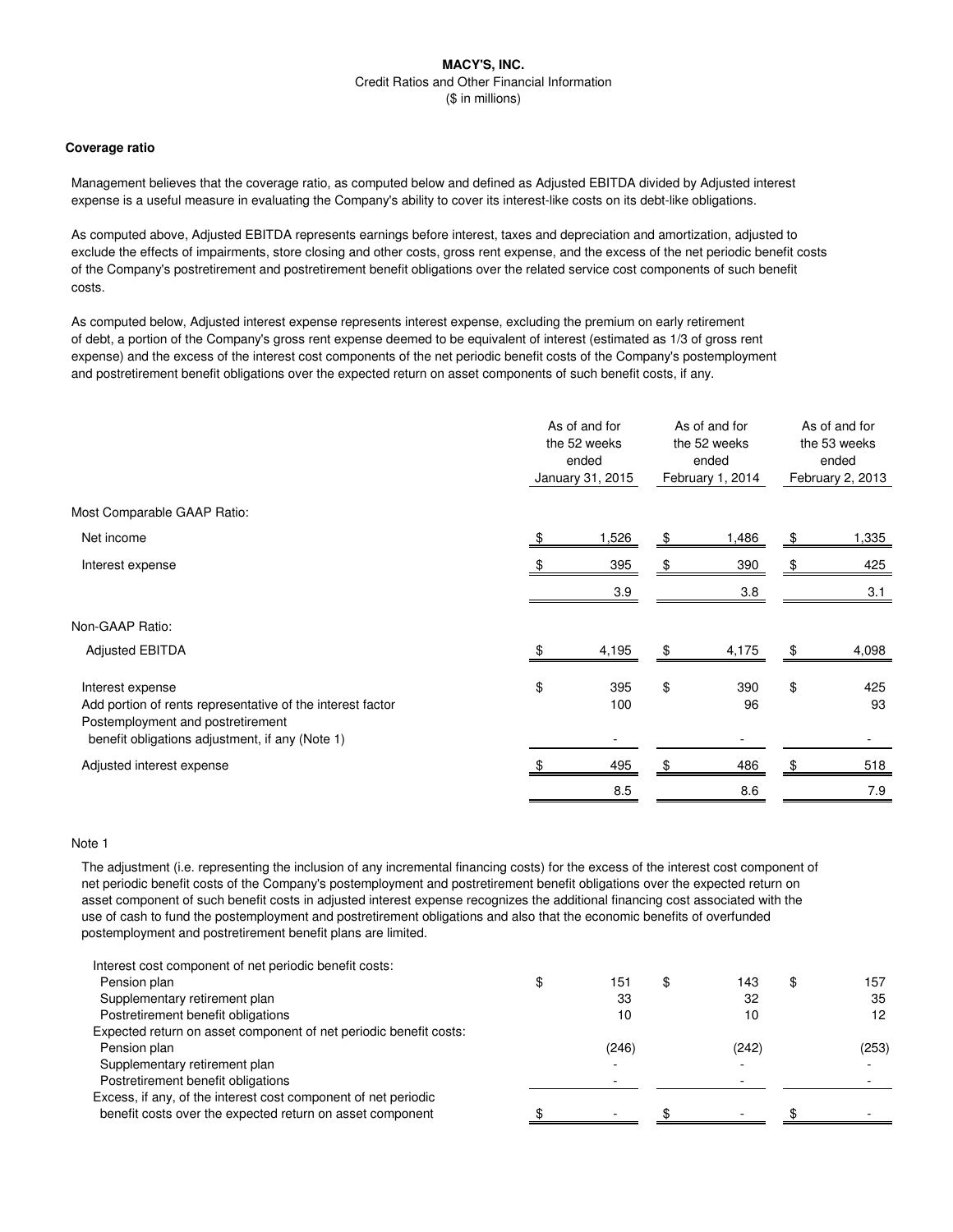**MACY'S, INC.**

Credit Ratios and Other Financial Information

($ in millions)

**Coverage ratio**

Management believes that the coverage ratio, as computed below and defined as Adjusted EBITDA divided by Adjusted interest expense is a useful measure in evaluating the Company's ability to cover its interest-like costs on its debt-like obligations.

As computed above, Adjusted EBITDA represents earnings before interest, taxes and depreciation and amortization, adjusted to exclude the effects of impairments, store closing and other costs, gross rent expense, and the excess of the net periodic benefit costs of the Company's postretirement and postretirement benefit obligations over the related service cost components of such benefit costs.

As computed below, Adjusted interest expense represents interest expense, excluding the premium on early retirement of debt, a portion of the Company's gross rent expense deemed to be equivalent of interest (estimated as 1/3 of gross rent expense) and the excess of the interest cost components of the net periodic benefit costs of the Company's postemployment and postretirement benefit obligations over the expected return on asset components of such benefit costs, if any.

| | As of and for the 52 weeks ended January 31, 2015 | As of and for the 52 weeks ended February 1, 2014 | As of and for the 53 weeks ended February 2, 2013 |
|---|---|---|---|
| Most Comparable GAAP Ratio: | | | |
| Net income | $ 1,526 | $ 1,486 | $ 1,335 |
| Interest expense | $ 395 | $ 390 | $ 425 |
| | 3.9 | 3.8 | 3.1 |
| Non-GAAP Ratio: | | | |
| Adjusted EBITDA | $ 4,195 | $ 4,175 | $ 4,098 |
| Interest expense | $ 395 | $ 390 | $ 425 |
| Add portion of rents representative of the interest factor | 100 | 96 | 93 |
| Postemployment and postretirement benefit obligations adjustment, if any (Note 1) | - | - | - |
| Adjusted interest expense | $ 495 | $ 486 | $ 518 |
| | 8.5 | 8.6 | 7.9 |

Note 1

The adjustment (i.e. representing the inclusion of any incremental financing costs) for the excess of the interest cost component of net periodic benefit costs of the Company's postemployment and postretirement benefit obligations over the expected return on asset component of such benefit costs in adjusted interest expense recognizes the additional financing cost associated with the use of cash to fund the postemployment and postretirement obligations and also that the economic benefits of overfunded postemployment and postretirement benefit plans are limited.

| | | | |
|---|---|---|---|
| Interest cost component of net periodic benefit costs: | | | |
| Pension plan | $ 151 | $ 143 | $ 157 |
| Supplementary retirement plan | 33 | 32 | 35 |
| Postretirement benefit obligations | 10 | 10 | 12 |
| Expected return on asset component of net periodic benefit costs: | | | |
| Pension plan | (246) | (242) | (253) |
| Supplementary retirement plan | - | - | - |
| Postretirement benefit obligations | - | - | - |
| Excess, if any, of the interest cost component of net periodic benefit costs over the expected return on asset component | $ - | $ - | $ - |